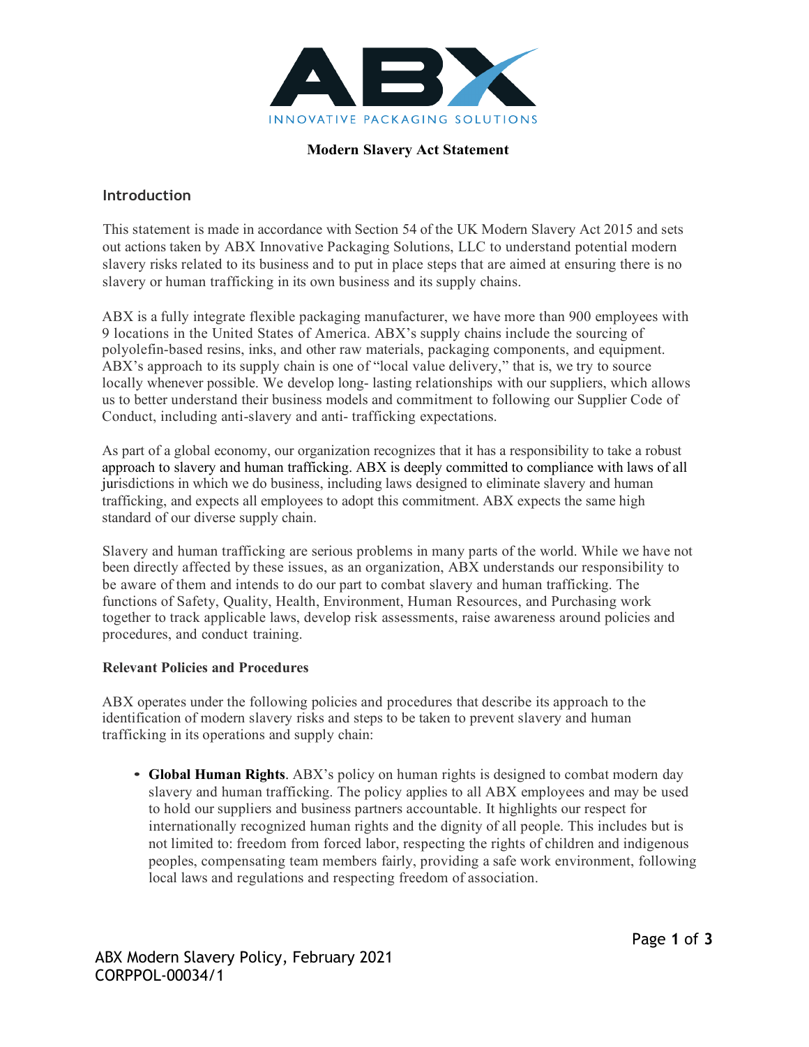ABX

INNOVATIVE PACKAGING SOLUTIONS

# Modern Slavery Act Statement

## Introduction

This statement is made in accordance with Section 54 of the UK Modern Slavery Act 2015 and sets out actions taken by ABX Innovative Packaging Solutions, LLC to understand potential modern slavery risks related to its business and to put in place steps that are aimed at ensuring there is no slavery or human trafficking in its own business and its supply chains.

ABX is a fully integrate flexible packaging manufacturer, we have more than 900 employees with 9 locations in the United States of America. ABX's supply chains include the sourcing of polyolefin-based resins, inks, and other raw materials, packaging components, and equipment. ABX's approach to its supply chain is one of "local value delivery," that is, we try to source locally whenever possible. We develop long- lasting relationships with our suppliers, which allows us to better understand their business models and commitment to following our Supplier Code of Conduct, including anti-slavery and anti- trafficking expectations.

As part of a global economy, our organization recognizes that it has a responsibility to take a robust approach to slavery and human trafficking. ABX is deeply committed to compliance with laws of all jurisdictions in which we do business, including laws designed to eliminate slavery and human trafficking, and expects all employees to adopt this commitment. ABX expects the same high standard of our diverse supply chain.

Slavery and human trafficking are serious problems in many parts of the world. While we have not been directly affected by these issues, as an organization, ABX understands our responsibility to be aware of them and intends to do our part to combat slavery and human trafficking. The functions of Safety, Quality, Health, Environment, Human Resources, and Purchasing work together to track applicable laws, develop risk assessments, raise awareness around policies and procedures, and conduct training.

### Relevant Policies and Procedures

ABX operates under the following policies and procedures that describe its approach to the identification of modern slavery risks and steps to be taken to prevent slavery and human trafficking in its operations and supply chain:

- **Global Human Rights**. ABX's policy on human rights is designed to combat modern day slavery and human trafficking. The policy applies to all ABX employees and may be used to hold our suppliers and business partners accountable. It highlights our respect for internationally recognized human rights and the dignity of all people. This includes but is not limited to: freedom from forced labor, respecting the rights of children and indigenous peoples, compensating team members fairly, providing a safe work environment, following local laws and regulations and respecting freedom of association.

ABX Modern Slavery Policy, February 2021
CORPPOL-00034/1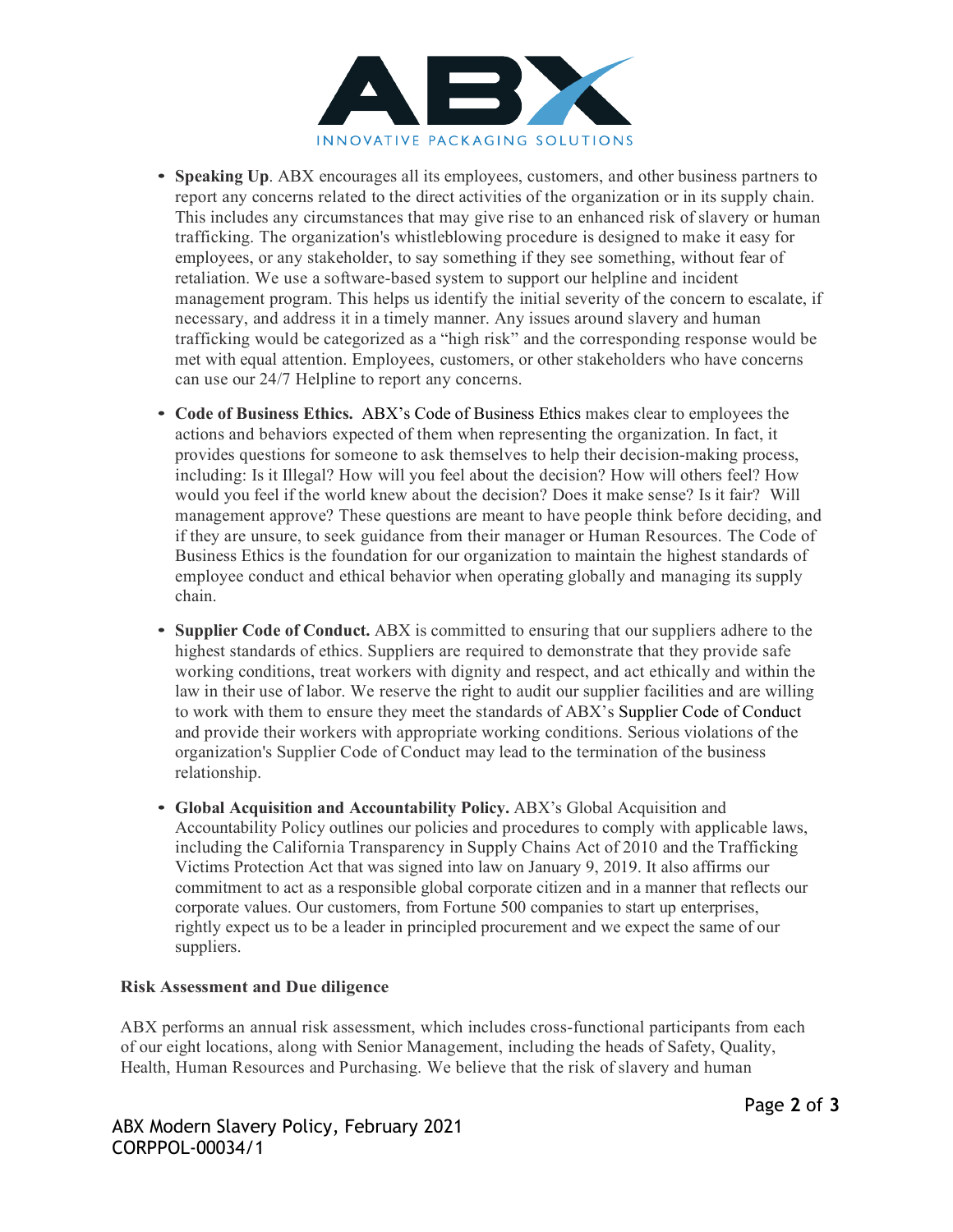- **Speaking Up**. ABX encourages all its employees, customers, and other business partners to report any concerns related to the direct activities of the organization or in its supply chain. This includes any circumstances that may give rise to an enhanced risk of slavery or human trafficking. The organization's whistleblowing procedure is designed to make it easy for employees, or any stakeholder, to say something if they see something, without fear of retaliation. We use a software-based system to support our helpline and incident management program. This helps us identify the initial severity of the concern to escalate, if necessary, and address it in a timely manner. Any issues around slavery and human trafficking would be categorized as a "high risk" and the corresponding response would be met with equal attention. Employees, customers, or other stakeholders who have concerns can use our 24/7 Helpline to report any concerns.

- **Code of Business Ethics.** ABX's Code of Business Ethics makes clear to employees the actions and behaviors expected of them when representing the organization. In fact, it provides questions for someone to ask themselves to help their decision-making process, including: Is it Illegal? How will you feel about the decision? How will others feel? How would you feel if the world knew about the decision? Does it make sense? Is it fair? Will management approve? These questions are meant to have people think before deciding, and if they are unsure, to seek guidance from their manager or Human Resources. The Code of Business Ethics is the foundation for our organization to maintain the highest standards of employee conduct and ethical behavior when operating globally and managing its supply chain.

- **Supplier Code of Conduct.** ABX is committed to ensuring that our suppliers adhere to the highest standards of ethics. Suppliers are required to demonstrate that they provide safe working conditions, treat workers with dignity and respect, and act ethically and within the law in their use of labor. We reserve the right to audit our supplier facilities and are willing to work with them to ensure they meet the standards of ABX's Supplier Code of Conduct and provide their workers with appropriate working conditions. Serious violations of the organization's Supplier Code of Conduct may lead to the termination of the business relationship.

- **Global Acquisition and Accountability Policy.** ABX's Global Acquisition and Accountability Policy outlines our policies and procedures to comply with applicable laws, including the California Transparency in Supply Chains Act of 2010 and the Trafficking Victims Protection Act that was signed into law on January 9, 2019. It also affirms our commitment to act as a responsible global corporate citizen and in a manner that reflects our corporate values. Our customers, from Fortune 500 companies to start up enterprises, rightly expect us to be a leader in principled procurement and we expect the same of our suppliers.

**Risk Assessment and Due diligence**

ABX performs an annual risk assessment, which includes cross-functional participants from each of our eight locations, along with Senior Management, including the heads of Safety, Quality, Health, Human Resources and Purchasing. We believe that the risk of slavery and human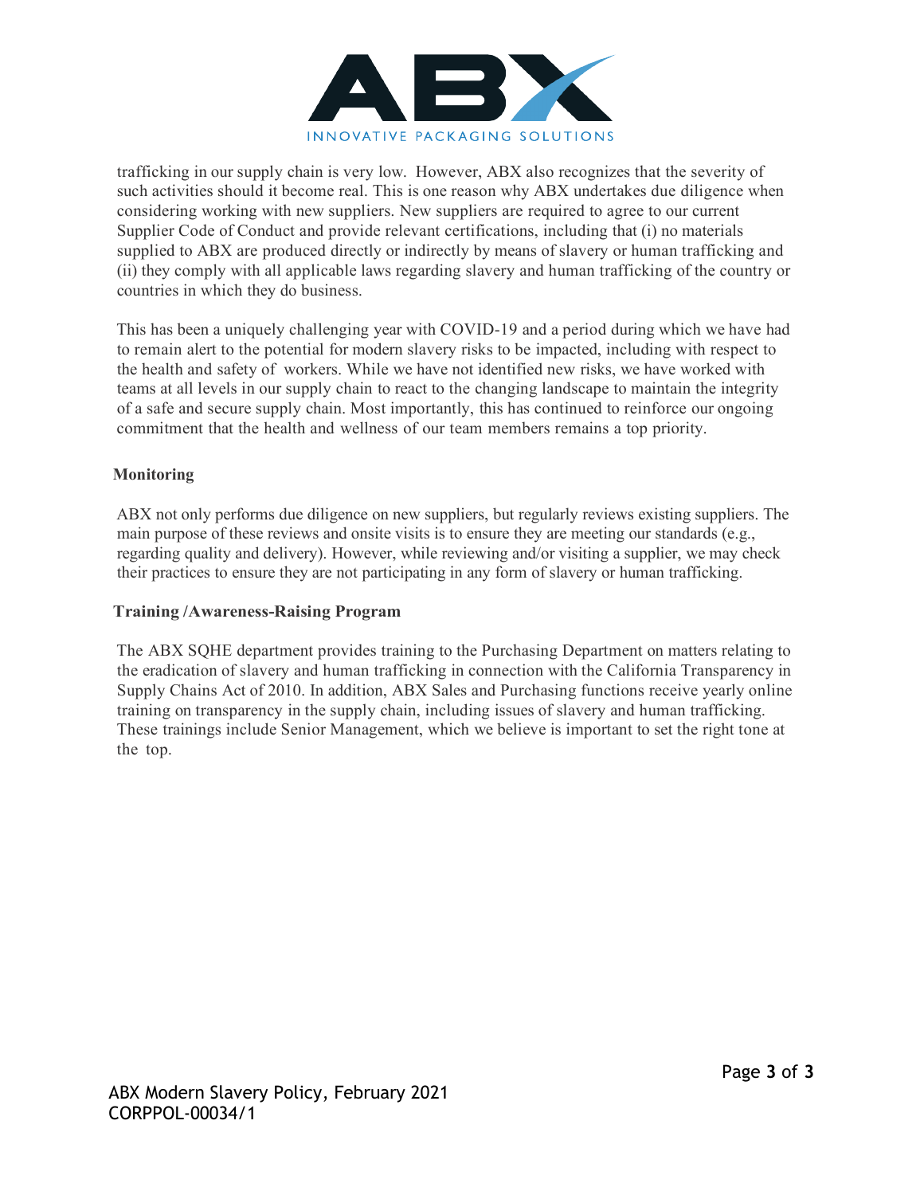trafficking in our supply chain is very low. However, ABX also recognizes that the severity of such activities should it become real. This is one reason why ABX undertakes due diligence when considering working with new suppliers. New suppliers are required to agree to our current Supplier Code of Conduct and provide relevant certifications, including that (i) no materials supplied to ABX are produced directly or indirectly by means of slavery or human trafficking and (ii) they comply with all applicable laws regarding slavery and human trafficking of the country or countries in which they do business.

This has been a uniquely challenging year with COVID-19 and a period during which we have had to remain alert to the potential for modern slavery risks to be impacted, including with respect to the health and safety of workers. While we have not identified new risks, we have worked with teams at all levels in our supply chain to react to the changing landscape to maintain the integrity of a safe and secure supply chain. Most importantly, this has continued to reinforce our ongoing commitment that the health and wellness of our team members remains a top priority.

**Monitoring**

ABX not only performs due diligence on new suppliers, but regularly reviews existing suppliers. The main purpose of these reviews and onsite visits is to ensure they are meeting our standards (e.g., regarding quality and delivery). However, while reviewing and/or visiting a supplier, we may check their practices to ensure they are not participating in any form of slavery or human trafficking.

**Training /Awareness-Raising Program**

The ABX SQHE department provides training to the Purchasing Department on matters relating to the eradication of slavery and human trafficking in connection with the California Transparency in Supply Chains Act of 2010. In addition, ABX Sales and Purchasing functions receive yearly online training on transparency in the supply chain, including issues of slavery and human trafficking. These trainings include Senior Management, which we believe is important to set the right tone at the top.